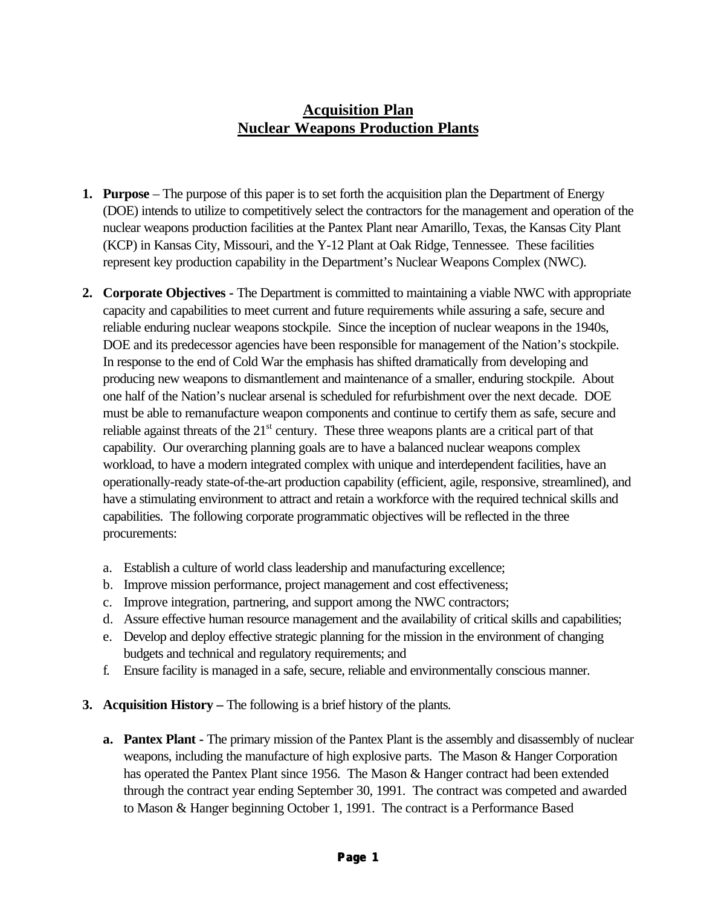# Acquisition Plan
# Nuclear Weapons Production Plants

1. **Purpose** – The purpose of this paper is to set forth the acquisition plan the Department of Energy (DOE) intends to utilize to competitively select the contractors for the management and operation of the nuclear weapons production facilities at the Pantex Plant near Amarillo, Texas, the Kansas City Plant (KCP) in Kansas City, Missouri, and the Y-12 Plant at Oak Ridge, Tennessee. These facilities represent key production capability in the Department's Nuclear Weapons Complex (NWC).

2. **Corporate Objectives -** The Department is committed to maintaining a viable NWC with appropriate capacity and capabilities to meet current and future requirements while assuring a safe, secure and reliable enduring nuclear weapons stockpile. Since the inception of nuclear weapons in the 1940s, DOE and its predecessor agencies have been responsible for management of the Nation's stockpile. In response to the end of Cold War the emphasis has shifted dramatically from developing and producing new weapons to dismantlement and maintenance of a smaller, enduring stockpile. About one half of the Nation's nuclear arsenal is scheduled for refurbishment over the next decade. DOE must be able to remanufacture weapon components and continue to certify them as safe, secure and reliable against threats of the 21st century. These three weapons plants are a critical part of that capability. Our overarching planning goals are to have a balanced nuclear weapons complex workload, to have a modern integrated complex with unique and interdependent facilities, have an operationally-ready state-of-the-art production capability (efficient, agile, responsive, streamlined), and have a stimulating environment to attract and retain a workforce with the required technical skills and capabilities. The following corporate programmatic objectives will be reflected in the three procurements:

   a. Establish a culture of world class leadership and manufacturing excellence;
   b. Improve mission performance, project management and cost effectiveness;
   c. Improve integration, partnering, and support among the NWC contractors;
   d. Assure effective human resource management and the availability of critical skills and capabilities;
   e. Develop and deploy effective strategic planning for the mission in the environment of changing budgets and technical and regulatory requirements; and
   f. Ensure facility is managed in a safe, secure, reliable and environmentally conscious manner.

3. **Acquisition History –** The following is a brief history of the plants.

   **a. Pantex Plant -** The primary mission of the Pantex Plant is the assembly and disassembly of nuclear weapons, including the manufacture of high explosive parts. The Mason & Hanger Corporation has operated the Pantex Plant since 1956. The Mason & Hanger contract had been extended through the contract year ending September 30, 1991. The contract was competed and awarded to Mason & Hanger beginning October 1, 1991. The contract is a Performance Based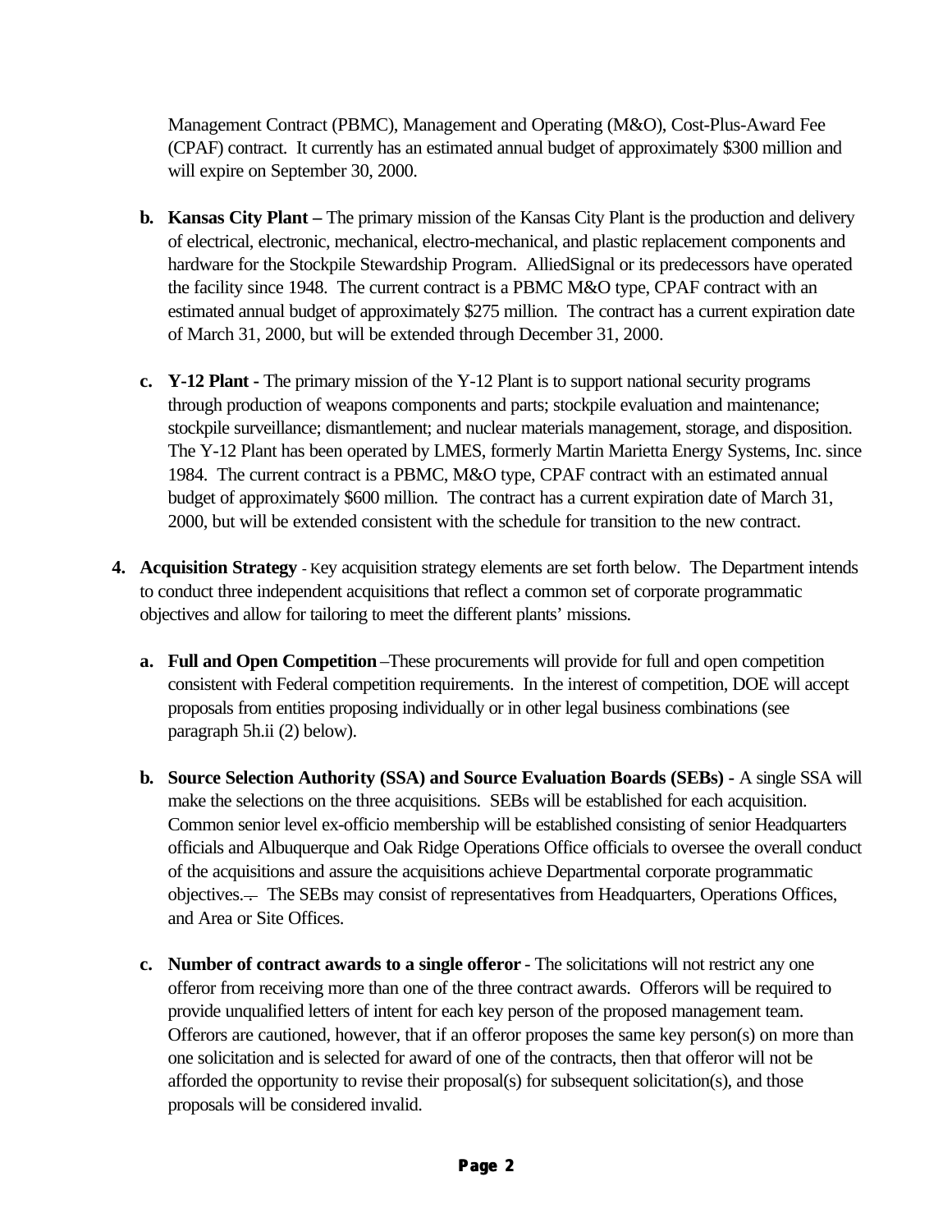Management Contract (PBMC), Management and Operating (M&O), Cost-Plus-Award Fee (CPAF) contract. It currently has an estimated annual budget of approximately $300 million and will expire on September 30, 2000.

   b. **Kansas City Plant –** The primary mission of the Kansas City Plant is the production and delivery of electrical, electronic, mechanical, electro-mechanical, and plastic replacement components and hardware for the Stockpile Stewardship Program. AlliedSignal or its predecessors have operated the facility since 1948. The current contract is a PBMC M&O type, CPAF contract with an estimated annual budget of approximately $275 million. The contract has a current expiration date of March 31, 2000, but will be extended through December 31, 2000.

   c. **Y-12 Plant -** The primary mission of the Y-12 Plant is to support national security programs through production of weapons components and parts; stockpile evaluation and maintenance; stockpile surveillance; dismantlement; and nuclear materials management, storage, and disposition. The Y-12 Plant has been operated by LMES, formerly Martin Marietta Energy Systems, Inc. since 1984. The current contract is a PBMC, M&O type, CPAF contract with an estimated annual budget of approximately $600 million. The contract has a current expiration date of March 31, 2000, but will be extended consistent with the schedule for transition to the new contract.

4. **Acquisition Strategy** - Key acquisition strategy elements are set forth below. The Department intends to conduct three independent acquisitions that reflect a common set of corporate programmatic objectives and allow for tailoring to meet the different plants' missions.

   a. **Full and Open Competition** –These procurements will provide for full and open competition consistent with Federal competition requirements. In the interest of competition, DOE will accept proposals from entities proposing individually or in other legal business combinations (see paragraph 5h.ii (2) below).

   b. **Source Selection Authority (SSA) and Source Evaluation Boards (SEBs) -** A single SSA will make the selections on the three acquisitions. SEBs will be established for each acquisition. Common senior level ex-officio membership will be established consisting of senior Headquarters officials and Albuquerque and Oak Ridge Operations Office officials to oversee the overall conduct of the acquisitions and assure the acquisitions achieve Departmental corporate programmatic objectives. The SEBs may consist of representatives from Headquarters, Operations Offices, and Area or Site Offices.

   c. **Number of contract awards to a single offeror** - The solicitations will not restrict any one offeror from receiving more than one of the three contract awards. Offerors will be required to provide unqualified letters of intent for each key person of the proposed management team. Offerors are cautioned, however, that if an offeror proposes the same key person(s) on more than one solicitation and is selected for award of one of the contracts, then that offeror will not be afforded the opportunity to revise their proposal(s) for subsequent solicitation(s), and those proposals will be considered invalid.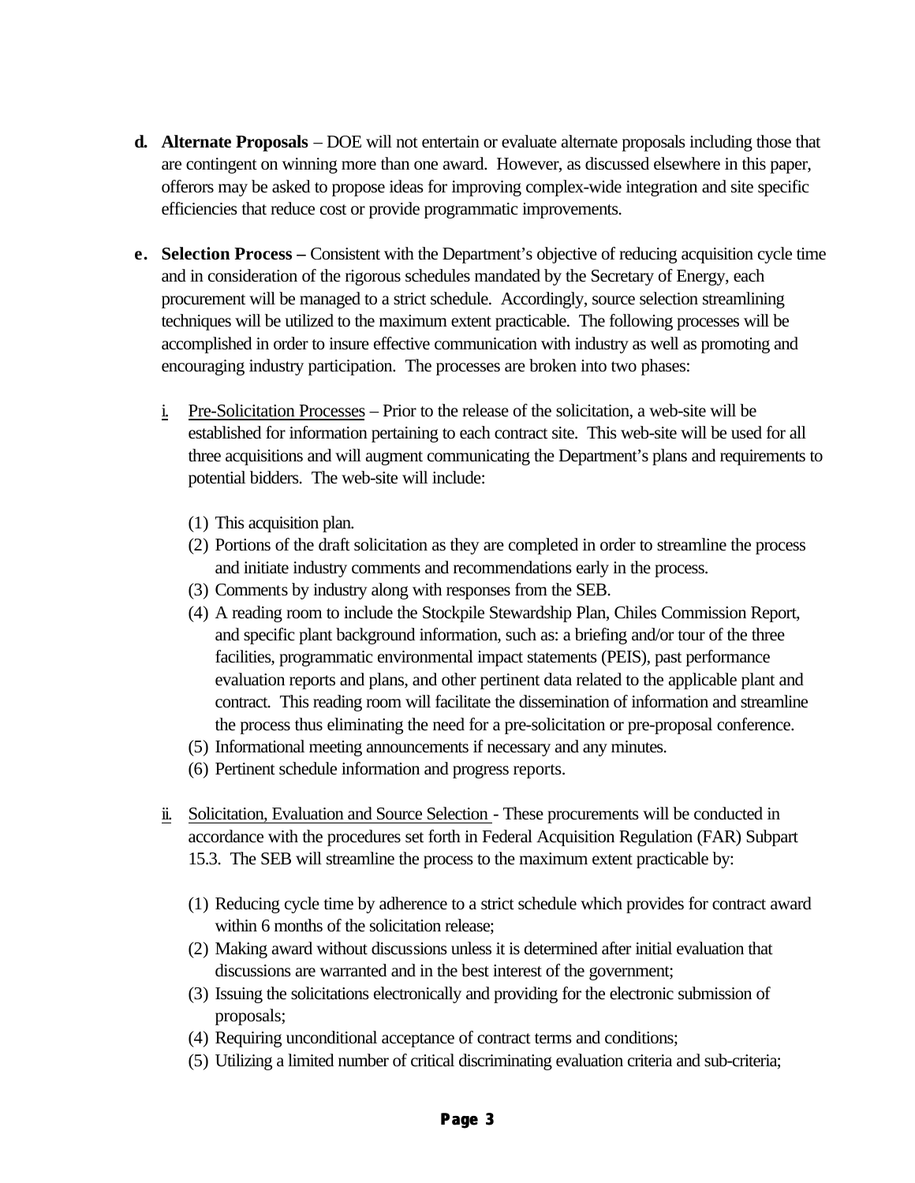**d. Alternate Proposals** – DOE will not entertain or evaluate alternate proposals including those that are contingent on winning more than one award. However, as discussed elsewhere in this paper, offerors may be asked to propose ideas for improving complex-wide integration and site specific efficiencies that reduce cost or provide programmatic improvements.

**e. Selection Process –** Consistent with the Department's objective of reducing acquisition cycle time and in consideration of the rigorous schedules mandated by the Secretary of Energy, each procurement will be managed to a strict schedule. Accordingly, source selection streamlining techniques will be utilized to the maximum extent practicable. The following processes will be accomplished in order to insure effective communication with industry as well as promoting and encouraging industry participation. The processes are broken into two phases:

i. <u>Pre-Solicitation Processes</u> – Prior to the release of the solicitation, a web-site will be established for information pertaining to each contract site. This web-site will be used for all three acquisitions and will augment communicating the Department's plans and requirements to potential bidders. The web-site will include:

(1) This acquisition plan.
(2) Portions of the draft solicitation as they are completed in order to streamline the process and initiate industry comments and recommendations early in the process.
(3) Comments by industry along with responses from the SEB.
(4) A reading room to include the Stockpile Stewardship Plan, Chiles Commission Report, and specific plant background information, such as: a briefing and/or tour of the three facilities, programmatic environmental impact statements (PEIS), past performance evaluation reports and plans, and other pertinent data related to the applicable plant and contract. This reading room will facilitate the dissemination of information and streamline the process thus eliminating the need for a pre-solicitation or pre-proposal conference.
(5) Informational meeting announcements if necessary and any minutes.
(6) Pertinent schedule information and progress reports.

ii. <u>Solicitation, Evaluation and Source Selection</u> - These procurements will be conducted in accordance with the procedures set forth in Federal Acquisition Regulation (FAR) Subpart 15.3. The SEB will streamline the process to the maximum extent practicable by:

(1) Reducing cycle time by adherence to a strict schedule which provides for contract award within 6 months of the solicitation release;
(2) Making award without discussions unless it is determined after initial evaluation that discussions are warranted and in the best interest of the government;
(3) Issuing the solicitations electronically and providing for the electronic submission of proposals;
(4) Requiring unconditional acceptance of contract terms and conditions;
(5) Utilizing a limited number of critical discriminating evaluation criteria and sub-criteria;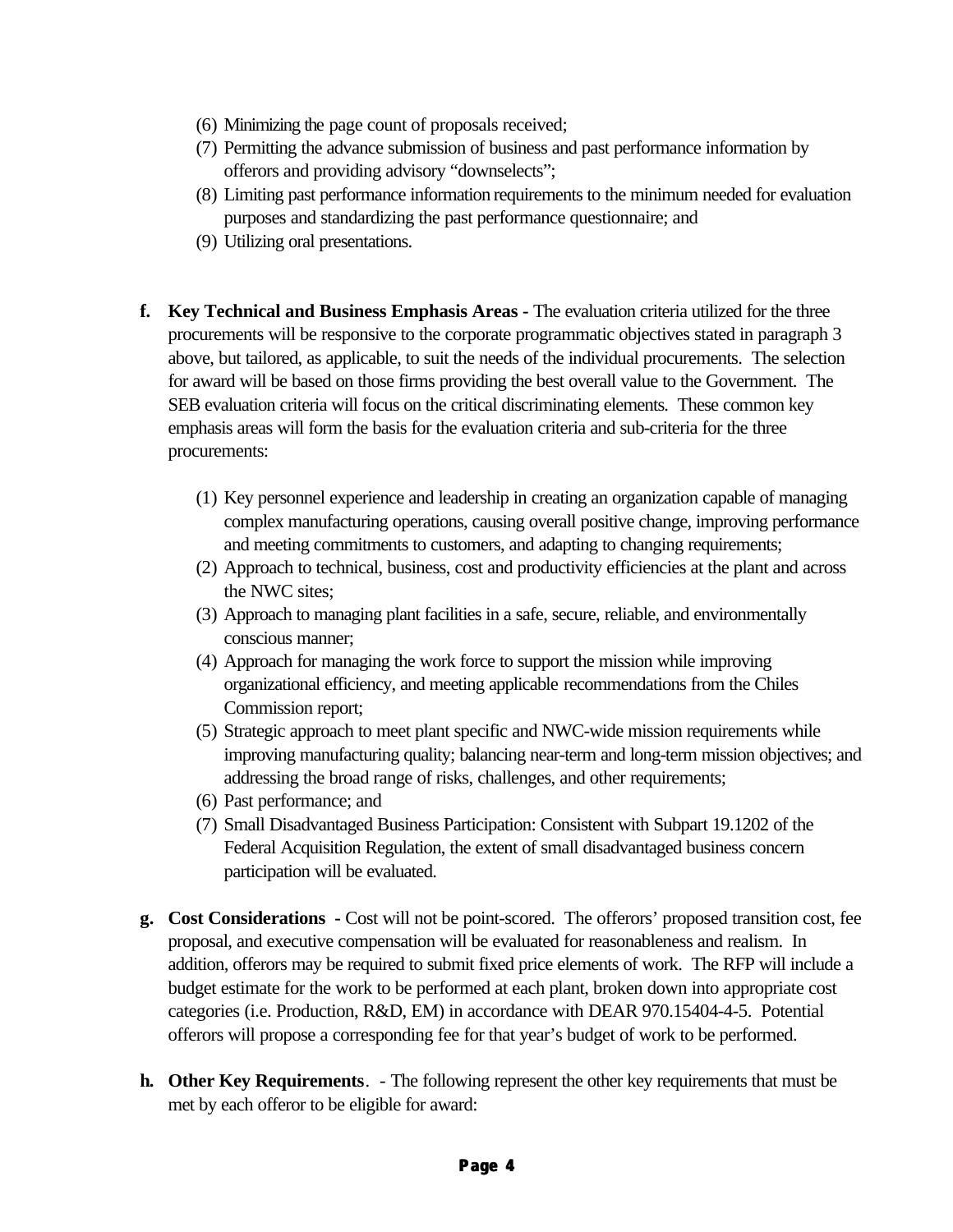(6) Minimizing the page count of proposals received;
(7) Permitting the advance submission of business and past performance information by offerors and providing advisory "downselects";
(8) Limiting past performance information requirements to the minimum needed for evaluation purposes and standardizing the past performance questionnaire; and
(9) Utilizing oral presentations.

**f. Key Technical and Business Emphasis Areas -** The evaluation criteria utilized for the three procurements will be responsive to the corporate programmatic objectives stated in paragraph 3 above, but tailored, as applicable, to suit the needs of the individual procurements. The selection for award will be based on those firms providing the best overall value to the Government. The SEB evaluation criteria will focus on the critical discriminating elements. These common key emphasis areas will form the basis for the evaluation criteria and sub-criteria for the three procurements:

(1) Key personnel experience and leadership in creating an organization capable of managing complex manufacturing operations, causing overall positive change, improving performance and meeting commitments to customers, and adapting to changing requirements;
(2) Approach to technical, business, cost and productivity efficiencies at the plant and across the NWC sites;
(3) Approach to managing plant facilities in a safe, secure, reliable, and environmentally conscious manner;
(4) Approach for managing the work force to support the mission while improving organizational efficiency, and meeting applicable recommendations from the Chiles Commission report;
(5) Strategic approach to meet plant specific and NWC-wide mission requirements while improving manufacturing quality; balancing near-term and long-term mission objectives; and addressing the broad range of risks, challenges, and other requirements;
(6) Past performance; and
(7) Small Disadvantaged Business Participation: Consistent with Subpart 19.1202 of the Federal Acquisition Regulation, the extent of small disadvantaged business concern participation will be evaluated.

**g. Cost Considerations -** Cost will not be point-scored. The offerors' proposed transition cost, fee proposal, and executive compensation will be evaluated for reasonableness and realism. In addition, offerors may be required to submit fixed price elements of work. The RFP will include a budget estimate for the work to be performed at each plant, broken down into appropriate cost categories (i.e. Production, R&D, EM) in accordance with DEAR 970.15404-4-5. Potential offerors will propose a corresponding fee for that year's budget of work to be performed.

**h. Other Key Requirements**. - The following represent the other key requirements that must be met by each offeror to be eligible for award: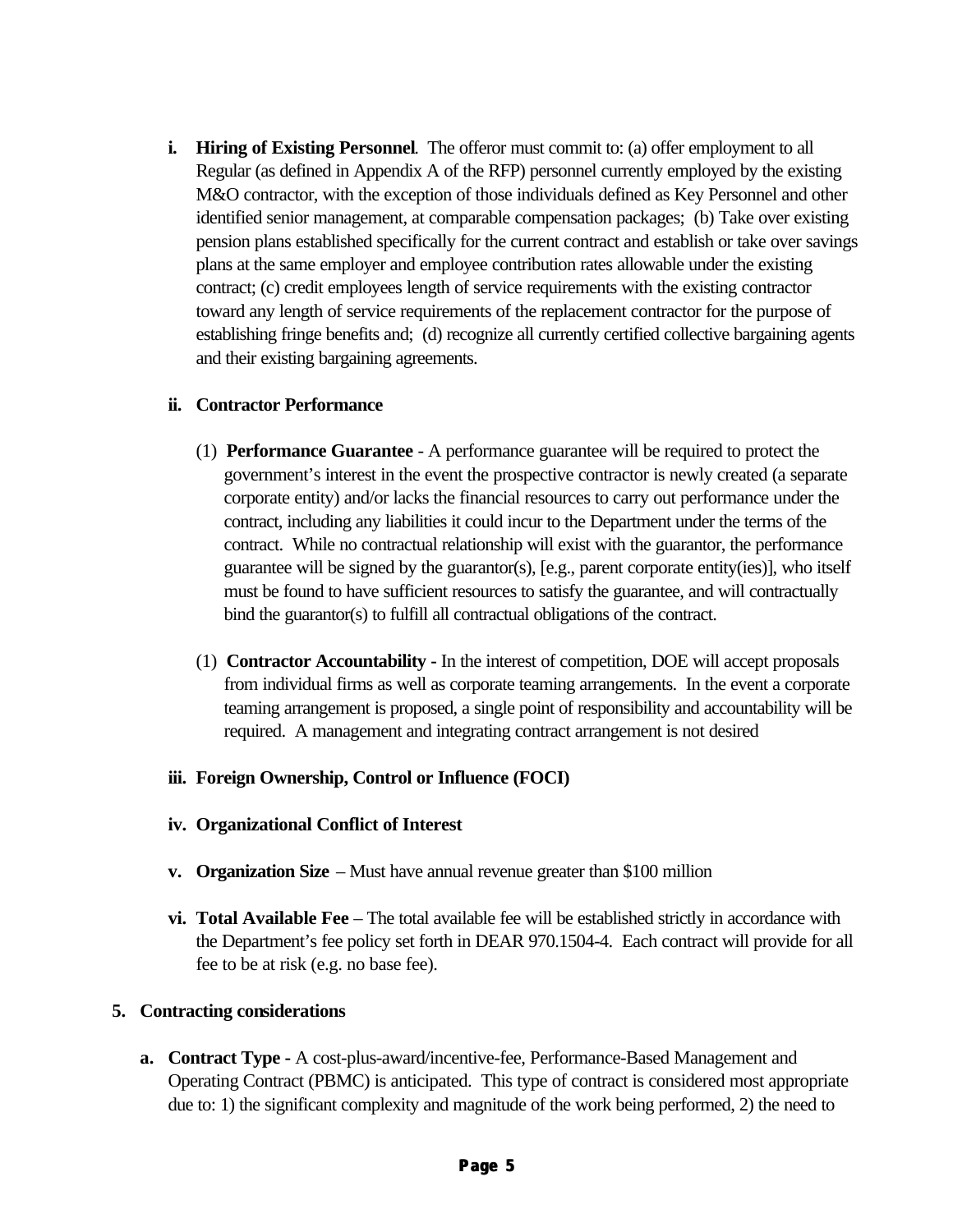**i. Hiring of Existing Personnel**. The offeror must commit to: (a) offer employment to all Regular (as defined in Appendix A of the RFP) personnel currently employed by the existing M&O contractor, with the exception of those individuals defined as Key Personnel and other identified senior management, at comparable compensation packages; (b) Take over existing pension plans established specifically for the current contract and establish or take over savings plans at the same employer and employee contribution rates allowable under the existing contract; (c) credit employees length of service requirements with the existing contractor toward any length of service requirements of the replacement contractor for the purpose of establishing fringe benefits and; (d) recognize all currently certified collective bargaining agents and their existing bargaining agreements.

**ii. Contractor Performance**

(1) **Performance Guarantee** - A performance guarantee will be required to protect the government's interest in the event the prospective contractor is newly created (a separate corporate entity) and/or lacks the financial resources to carry out performance under the contract, including any liabilities it could incur to the Department under the terms of the contract. While no contractual relationship will exist with the guarantor, the performance guarantee will be signed by the guarantor(s), [e.g., parent corporate entity(ies)], who itself must be found to have sufficient resources to satisfy the guarantee, and will contractually bind the guarantor(s) to fulfill all contractual obligations of the contract.

(1) **Contractor Accountability -** In the interest of competition, DOE will accept proposals from individual firms as well as corporate teaming arrangements. In the event a corporate teaming arrangement is proposed, a single point of responsibility and accountability will be required. A management and integrating contract arrangement is not desired

**iii. Foreign Ownership, Control or Influence (FOCI)**

**iv. Organizational Conflict of Interest**

**v. Organization Size** – Must have annual revenue greater than $100 million

**vi. Total Available Fee** – The total available fee will be established strictly in accordance with the Department's fee policy set forth in DEAR 970.1504-4. Each contract will provide for all fee to be at risk (e.g. no base fee).

**5. Contracting considerations**

**a. Contract Type -** A cost-plus-award/incentive-fee, Performance-Based Management and Operating Contract (PBMC) is anticipated. This type of contract is considered most appropriate due to: 1) the significant complexity and magnitude of the work being performed, 2) the need to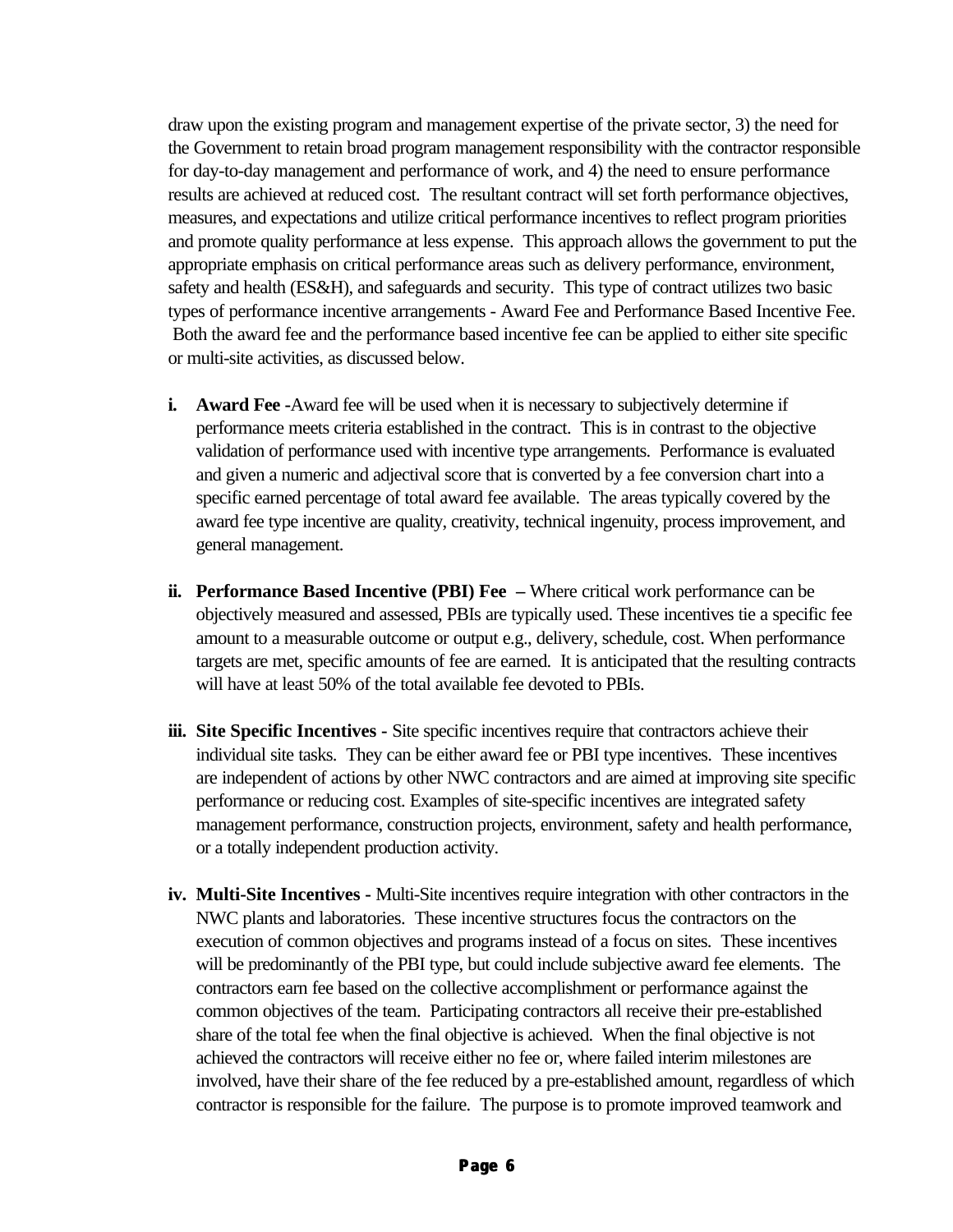draw upon the existing program and management expertise of the private sector, 3) the need for the Government to retain broad program management responsibility with the contractor responsible for day-to-day management and performance of work, and 4) the need to ensure performance results are achieved at reduced cost. The resultant contract will set forth performance objectives, measures, and expectations and utilize critical performance incentives to reflect program priorities and promote quality performance at less expense. This approach allows the government to put the appropriate emphasis on critical performance areas such as delivery performance, environment, safety and health (ES&H), and safeguards and security. This type of contract utilizes two basic types of performance incentive arrangements - Award Fee and Performance Based Incentive Fee. Both the award fee and the performance based incentive fee can be applied to either site specific or multi-site activities, as discussed below.

i. **Award Fee -** Award fee will be used when it is necessary to subjectively determine if performance meets criteria established in the contract. This is in contrast to the objective validation of performance used with incentive type arrangements. Performance is evaluated and given a numeric and adjectival score that is converted by a fee conversion chart into a specific earned percentage of total award fee available. The areas typically covered by the award fee type incentive are quality, creativity, technical ingenuity, process improvement, and general management.

ii. **Performance Based Incentive (PBI) Fee –** Where critical work performance can be objectively measured and assessed, PBIs are typically used. These incentives tie a specific fee amount to a measurable outcome or output e.g., delivery, schedule, cost. When performance targets are met, specific amounts of fee are earned. It is anticipated that the resulting contracts will have at least 50% of the total available fee devoted to PBIs.

iii. **Site Specific Incentives -** Site specific incentives require that contractors achieve their individual site tasks. They can be either award fee or PBI type incentives. These incentives are independent of actions by other NWC contractors and are aimed at improving site specific performance or reducing cost. Examples of site-specific incentives are integrated safety management performance, construction projects, environment, safety and health performance, or a totally independent production activity.

iv. **Multi-Site Incentives -** Multi-Site incentives require integration with other contractors in the NWC plants and laboratories. These incentive structures focus the contractors on the execution of common objectives and programs instead of a focus on sites. These incentives will be predominantly of the PBI type, but could include subjective award fee elements. The contractors earn fee based on the collective accomplishment or performance against the common objectives of the team. Participating contractors all receive their pre-established share of the total fee when the final objective is achieved. When the final objective is not achieved the contractors will receive either no fee or, where failed interim milestones are involved, have their share of the fee reduced by a pre-established amount, regardless of which contractor is responsible for the failure. The purpose is to promote improved teamwork and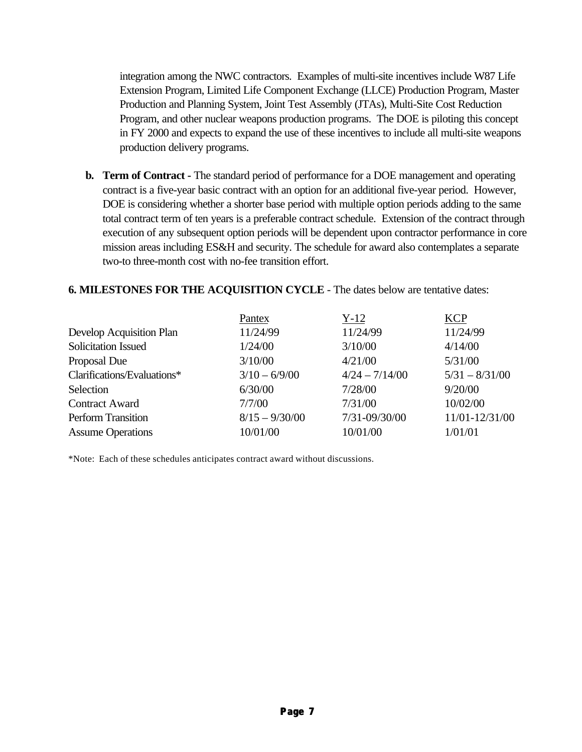integration among the NWC contractors. Examples of multi-site incentives include W87 Life Extension Program, Limited Life Component Exchange (LLCE) Production Program, Master Production and Planning System, Joint Test Assembly (JTAs), Multi-Site Cost Reduction Program, and other nuclear weapons production programs. The DOE is piloting this concept in FY 2000 and expects to expand the use of these incentives to include all multi-site weapons production delivery programs.

**b. Term of Contract -** The standard period of performance for a DOE management and operating contract is a five-year basic contract with an option for an additional five-year period. However, DOE is considering whether a shorter base period with multiple option periods adding to the same total contract term of ten years is a preferable contract schedule. Extension of the contract through execution of any subsequent option periods will be dependent upon contractor performance in core mission areas including ES&H and security. The schedule for award also contemplates a separate two-to three-month cost with no-fee transition effort.

**6. MILESTONES FOR THE ACQUISITION CYCLE** - The dates below are tentative dates:

| | Pantex | Y-12 | KCP |
|---|---|---|---|
| Develop Acquisition Plan | 11/24/99 | 11/24/99 | 11/24/99 |
| Solicitation Issued | 1/24/00 | 3/10/00 | 4/14/00 |
| Proposal Due | 3/10/00 | 4/21/00 | 5/31/00 |
| Clarifications/Evaluations* | 3/10 – 6/9/00 | 4/24 – 7/14/00 | 5/31 – 8/31/00 |
| Selection | 6/30/00 | 7/28/00 | 9/20/00 |
| Contract Award | 7/7/00 | 7/31/00 | 10/02/00 |
| Perform Transition | 8/15 – 9/30/00 | 7/31-09/30/00 | 11/01-12/31/00 |
| Assume Operations | 10/01/00 | 10/01/00 | 1/01/01 |

*Note: Each of these schedules anticipates contract award without discussions.